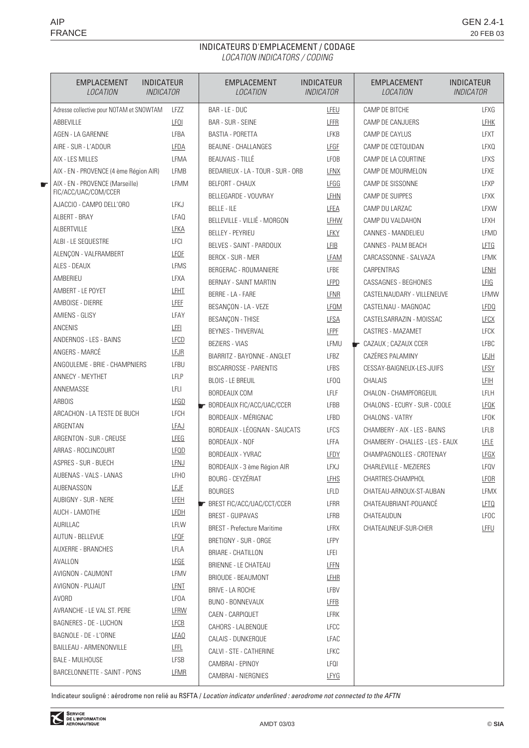# INDICATEURS D'EMPLACEMENT / CODAGE

*LOCATION INDICATORS / CODING*

| EMPLACEMENT *LOCATION* | INDICATEUR *INDICATOR* |
|---|---|
| Adresse collective pour NOTAM et SNOWTAM | LFZZ |
| ABBEVILLE | LFOI |
| AGEN - LA GARENNE | LFBA |
| AIRE - SUR - L'ADOUR | LFDA |
| AIX - LES MILLES | LFMA |
| AIX - EN - PROVENCE (4 ème Région AIR) | LFMB |
| ☛ AIX - EN - PROVENCE (Marseille) FIC/ACC/UAC/COM/CCER | LFMM |
| AJACCIO - CAMPO DELL'ORO | LFKJ |
| ALBERT - BRAY | LFAQ |
| ALBERTVILLE | LFKA |
| ALBI - LE SEQUESTRE | LFCI |
| ALENÇON - VALFRAMBERT | LFOF |
| ALES - DEAUX | LFMS |
| AMBERIEU | LFXA |
| AMBERT - LE POYET | LFHT |
| AMBOISE - DIERRE | LFEF |
| AMIENS - GLISY | LFAY |
| ANCENIS | LFFI |
| ANDERNOS - LES - BAINS | LFCD |
| ANGERS - MARCÉ | LFJR |
| ANGOULEME - BRIE - CHAMPNIERS | LFBU |
| ANNECY - MEYTHET | LFLP |
| ANNEMASSE | LFLI |
| ARBOIS | LFGD |
| ARCACHON - LA TESTE DE BUCH | LFCH |
| ARGENTAN | LFAJ |
| ARGENTON - SUR - CREUSE | LFEG |
| ARRAS - ROCLINCOURT | LFQD |
| ASPRES - SUR - BUECH | LFNJ |
| AUBENAS - VALS - LANAS | LFHO |
| AUBENASSON | LFJF |
| AUBIGNY - SUR - NERE | LFEH |
| AUCH - LAMOTHE | LFDH |
| AURILLAC | LFLW |
| AUTUN - BELLEVUE | LFQF |
| AUXERRE - BRANCHES | LFLA |
| AVALLON | LFGE |
| AVIGNON - CAUMONT | LFMV |
| AVIGNON - PUJAUT | LFNT |
| AVORD | LFOA |
| AVRANCHE - LE VAL ST. PERE | LFRW |
| BAGNERES - DE - LUCHON | LFCB |
| BAGNOLE - DE - L'ORNE | LFAO |
| BAILLEAU - ARMENONVILLE | LFFL |
| BALE - MULHOUSE | LFSB |
| BARCELONNETTE - SAINT - PONS | LFMR |
| BAR - LE - DUC | LFEU |
| BAR - SUR - SEINE | LFFR |
| BASTIA - PORETTA | LFKB |
| BEAUNE - CHALLANGES | LFGF |
| BEAUVAIS - TILLÉ | LFOB |
| BEDARIEUX - LA - TOUR - SUR - ORB | LFNX |
| BELFORT - CHAUX | LFGG |
| BELLEGARDE - VOUVRAY | LFHN |
| BELLE - ILE | LFEA |
| BELLEVILLE - VILLIÉ - MORGON | LFHW |
| BELLEY - PEYRIEU | LFKY |
| BELVES - SAINT - PARDOUX | LFIB |
| BERCK - SUR - MER | LFAM |
| BERGERAC - ROUMANIERE | LFBE |
| BERNAY - SAINT MARTIN | LFPD |
| BERRE - LA - FARE | LFNR |
| BESANÇON - LA - VEZE | LFQM |
| BESANÇON - THISE | LFSA |
| BEYNES - THIVERVAL | LFPF |
| BEZIERS - VIAS | LFMU |
| BIARRITZ - BAYONNE - ANGLET | LFBZ |
| BISCARROSSE - PARENTIS | LFBS |
| BLOIS - LE BREUIL | LFOQ |
| BORDEAUX COM | LFLF |
| ☛ BORDEAUX FIC/ACC/UAC/CCER | LFBB |
| BORDEAUX - MÉRIGNAC | LFBD |
| BORDEAUX - LÉOGNAN - SAUCATS | LFCS |
| BORDEAUX - NOF | LFFA |
| BORDEAUX - YVRAC | LFDY |
| BORDEAUX - 3 ème Région AIR | LFXJ |
| BOURG - CEYZÉRIAT | LFHS |
| BOURGES | LFLD |
| ☛ BREST FIC/ACC/UAC/CCT/CCER | LFRR |
| BREST - GUIPAVAS | LFRB |
| BREST - Prefecture Maritime | LFRX |
| BRETIGNY - SUR - ORGE | LFPY |
| BRIARE - CHATILLON | LFEI |
| BRIENNE - LE CHATEAU | LFFN |
| BRIOUDE - BEAUMONT | LFHR |
| BRIVE - LA ROCHE | LFBV |
| BUNO - BONNEVAUX | LFFB |
| CAEN - CARPIQUET | LFRK |
| CAHORS - LALBENQUE | LFCC |
| CALAIS - DUNKERQUE | LFAC |
| CALVI - STE - CATHERINE | LFKC |
| CAMBRAI - EPINOY | LFQI |
| CAMBRAI - NIERGNIES | LFYG |
| CAMP DE BITCHE | LFXG |
| CAMP DE CANJUERS | LFHK |
| CAMP DE CAYLUS | LFXT |
| CAMP DE CŒTQUIDAN | LFXQ |
| CAMP DE LA COURTINE | LFXS |
| CAMP DE MOURMELON | LFXE |
| CAMP DE SISSONNE | LFXP |
| CAMP DE SUIPPES | LFXK |
| CAMP DU LARZAC | LFXW |
| CAMP DU VALDAHON | LFXH |
| CANNES - MANDELIEU | LFMD |
| CANNES - PALM BEACH | LFTG |
| CARCASSONNE - SALVAZA | LFMK |
| CARPENTRAS | LFNH |
| CASSAGNES - BEGHONES | LFIG |
| CASTELNAUDARY - VILLENEUVE | LFMW |
| CASTELNAU - MAGNOAC | LFDQ |
| CASTELSARRAZIN - MOISSAC | LFCX |
| CASTRES - MAZAMET | LFCK |
| ☛ CAZAUX ; CAZAUX CCER | LFBC |
| CAZÉRES PALAMINY | LFJH |
| CESSAY-BAIGNEUX-LES-JUIFS | LFSY |
| CHALAIS | LFIH |
| CHALON - CHAMPFORGEUIL | LFLH |
| CHALONS - ECURY - SUR - COOLE | LFQK |
| CHALONS - VATRY | LFOK |
| CHAMBERY - AIX - LES - BAINS | LFLB |
| CHAMBERY - CHALLES - LES - EAUX | LFLE |
| CHAMPAGNOLLES - CROTENAY | LFGX |
| CHARLEVILLE - MEZIERES | LFQV |
| CHARTRES-CHAMPHOL | LFOR |
| CHATEAU-ARNOUX-ST-AUBAN | LFMX |
| CHATEAUBRIANT-POUANCÉ | LFTQ |
| CHATEAUDUN | LFOC |
| CHATEAUNEUF-SUR-CHER | LFFU |

Indicateur souligné : aérodrome non relié au RSFTA / *Location indicator underlined : aerodrome not connected to the AFTN*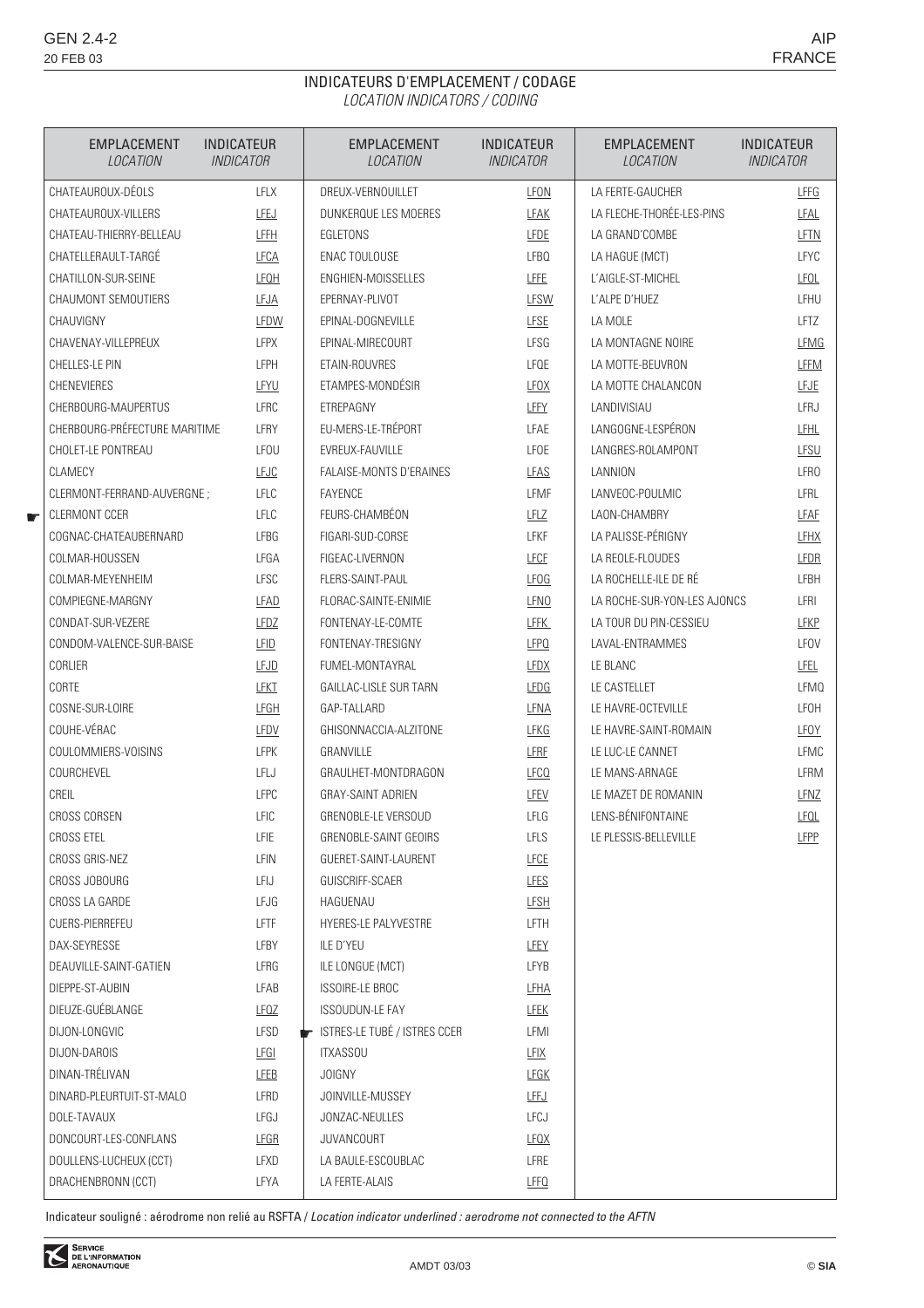## INDICATEURS D'EMPLACEMENT / CODAGE

*LOCATION INDICATORS / CODING*

| EMPLACEMENT *LOCATION* | INDICATEUR *INDICATOR* | EMPLACEMENT *LOCATION* | INDICATEUR *INDICATOR* | EMPLACEMENT *LOCATION* | INDICATEUR *INDICATOR* |
|---|---|---|---|---|---|
| CHATEAUROUX-DÉOLS | LFLX | DREUX-VERNOUILLET | LFON | LA FERTE-GAUCHER | LFFG |
| CHATEAUROUX-VILLERS | LFEJ | DUNKERQUE LES MOERES | LFAK | LA FLECHE-THORÉE-LES-PINS | LFAL |
| CHATEAU-THIERRY-BELLEAU | LFFH | EGLETONS | LFDE | LA GRAND'COMBE | LFTN |
| CHATELLERAULT-TARGÉ | LFCA | ENAC TOULOUSE | LFBQ | LA HAGUE (MCT) | LFYC |
| CHATILLON-SUR-SEINE | LFQH | ENGHIEN-MOISSELLES | LFFE | L'AIGLE-ST-MICHEL | LFOL |
| CHAUMONT SEMOUTIERS | LFJA | EPERNAY-PLIVOT | LFSW | L'ALPE D'HUEZ | LFHU |
| CHAUVIGNY | LFDW | EPINAL-DOGNEVILLE | LFSE | LA MOLE | LFTZ |
| CHAVENAY-VILLEPREUX | LFPX | EPINAL-MIRECOURT | LFSG | LA MONTAGNE NOIRE | LFMG |
| CHELLES-LE PIN | LFPH | ETAIN-ROUVRES | LFQE | LA MOTTE-BEUVRON | LFFM |
| CHENEVIERES | LFYU | ETAMPES-MONDÉSIR | LFOX | LA MOTTE CHALANCON | LFJE |
| CHERBOURG-MAUPERTUS | LFRC | ETREPAGNY | LFFY | LANDIVISIAU | LFRJ |
| CHERBOURG-PRÉFECTURE MARITIME | LFRY | EU-MERS-LE-TRÉPORT | LFAE | LANGOGNE-LESPÉRON | LFHL |
| CHOLET-LE PONTREAU | LFOU | EVREUX-FAUVILLE | LFOE | LANGRES-ROLAMPONT | LFSU |
| CLAMECY | LFJC | FALAISE-MONTS D'ERAINES | LFAS | LANNION | LFRO |
| CLERMONT-FERRAND-AUVERGNE ; | LFLC | FAYENCE | LFMF | LANVEOC-POULMIC | LFRL |
| ☛ CLERMONT CCER | LFLC | FEURS-CHAMBÉON | LFLZ | LAON-CHAMBRY | LFAF |
| COGNAC-CHATEAUBERNARD | LFBG | FIGARI-SUD-CORSE | LFKF | LA PALISSE-PÉRIGNY | LFHX |
| COLMAR-HOUSSEN | LFGA | FIGEAC-LIVERNON | LFCF | LA REOLE-FLOUDES | LFDR |
| COLMAR-MEYENHEIM | LFSC | FLERS-SAINT-PAUL | LFOG | LA ROCHELLE-ILE DE RÉ | LFBH |
| COMPIEGNE-MARGNY | LFAD | FLORAC-SAINTE-ENIMIE | LFNO | LA ROCHE-SUR-YON-LES AJONCS | LFRI |
| CONDAT-SUR-VEZERE | LFDZ | FONTENAY-LE-COMTE | LFFK | LA TOUR DU PIN-CESSIEU | LFKP |
| CONDOM-VALENCE-SUR-BAISE | LFID | FONTENAY-TRESIGNY | LFPQ | LAVAL-ENTRAMMES | LFOV |
| CORLIER | LFJD | FUMEL-MONTAYRAL | LFDX | LE BLANC | LFEL |
| CORTE | LFKT | GAILLAC-LISLE SUR TARN | LFDG | LE CASTELLET | LFMQ |
| COSNE-SUR-LOIRE | LFGH | GAP-TALLARD | LFNA | LE HAVRE-OCTEVILLE | LFOH |
| COUHE-VÉRAC | LFDV | GHISONNACCIA-ALZITONE | LFKG | LE HAVRE-SAINT-ROMAIN | LFOY |
| COULOMMIERS-VOISINS | LFPK | GRANVILLE | LFRF | LE LUC-LE CANNET | LFMC |
| COURCHEVEL | LFLJ | GRAULHET-MONTDRAGON | LFCQ | LE MANS-ARNAGE | LFRM |
| CREIL | LFPC | GRAY-SAINT ADRIEN | LFEV | LE MAZET DE ROMANIN | LFNZ |
| CROSS CORSEN | LFIC | GRENOBLE-LE VERSOUD | LFLG | LENS-BÉNIFONTAINE | LFQL |
| CROSS ETEL | LFIE | GRENOBLE-SAINT GEOIRS | LFLS | LE PLESSIS-BELLEVILLE | LFPP |
| CROSS GRIS-NEZ | LFIN | GUERET-SAINT-LAURENT | LFCE | | |
| CROSS JOBOURG | LFIJ | GUISCRIFF-SCAER | LFES | | |
| CROSS LA GARDE | LFJG | HAGUENAU | LFSH | | |
| CUERS-PIERREFEU | LFTF | HYERES-LE PALYVESTRE | LFTH | | |
| DAX-SEYRESSE | LFBY | ILE D'YEU | LFEY | | |
| DEAUVILLE-SAINT-GATIEN | LFRG | ILE LONGUE (MCT) | LFYB | | |
| DIEPPE-ST-AUBIN | LFAB | ISSOIRE-LE BROC | LFHA | | |
| DIEUZE-GUÉBLANGE | LFQZ | ISSOUDUN-LE FAY | LFEK | | |
| DIJON-LONGVIC | LFSD | ☛ ISTRES-LE TUBÉ / ISTRES CCER | LFMI | | |
| DIJON-DAROIS | LFGI | ITXASSOU | LFIX | | |
| DINAN-TRÉLIVAN | LFEB | JOIGNY | LFGK | | |
| DINARD-PLEURTUIT-ST-MALO | LFRD | JOINVILLE-MUSSEY | LFFJ | | |
| DOLE-TAVAUX | LFGJ | JONZAC-NEULLES | LFCJ | | |
| DONCOURT-LES-CONFLANS | LFGR | JUVANCOURT | LFQX | | |
| DOULLENS-LUCHEUX (CCT) | LFXD | LA BAULE-ESCOUBLAC | LFRE | | |
| DRACHENBRONN (CCT) | LFYA | LA FERTE-ALAIS | LFFQ | | |

Indicateur souligné : aérodrome non relié au RSFTA / *Location indicator underlined : aerodrome not connected to the AFTN*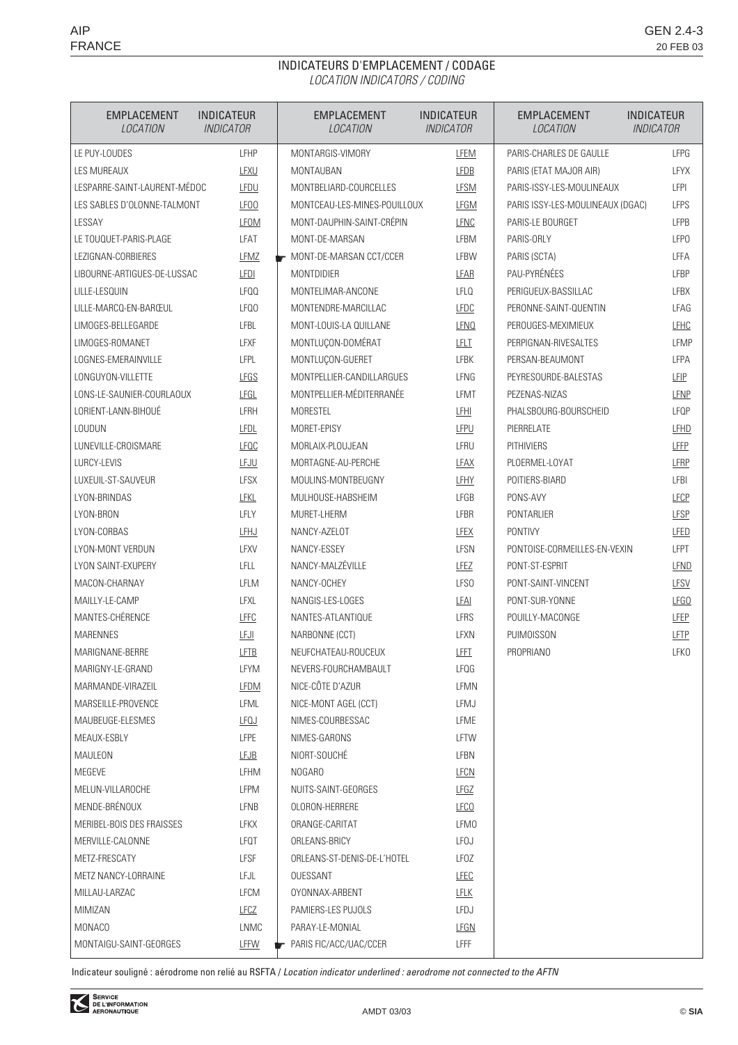# INDICATEURS D'EMPLACEMENT / CODAGE

*LOCATION INDICATORS / CODING*

| EMPLACEMENT *LOCATION* | INDICATEUR *INDICATOR* |
|---|---|
| LE PUY-LOUDES | LFHP |
| LES MUREAUX | LFXU |
| LESPARRE-SAINT-LAURENT-MÉDOC | LFDU |
| LES SABLES D'OLONNE-TALMONT | LFOO |
| LESSAY | LFOM |
| LE TOUQUET-PARIS-PLAGE | LFAT |
| LEZIGNAN-CORBIERES | LFMZ |
| LIBOURNE-ARTIGUES-DE-LUSSAC | LFDI |
| LILLE-LESQUIN | LFQQ |
| LILLE-MARCQ-EN-BARŒUL | LFQO |
| LIMOGES-BELLEGARDE | LFBL |
| LIMOGES-ROMANET | LFXF |
| LOGNES-EMERAINVILLE | LFPL |
| LONGUYON-VILLETTE | LFGS |
| LONS-LE-SAUNIER-COURLAOUX | LFGL |
| LORIENT-LANN-BIHOUÉ | LFRH |
| LOUDUN | LFDL |
| LUNEVILLE-CROISMARE | LFQC |
| LURCY-LEVIS | LFJU |
| LUXEUIL-ST-SAUVEUR | LFSX |
| LYON-BRINDAS | LFKL |
| LYON-BRON | LFLY |
| LYON-CORBAS | LFHJ |
| LYON-MONT VERDUN | LFXV |
| LYON SAINT-EXUPERY | LFLL |
| MACON-CHARNAY | LFLM |
| MAILLY-LE-CAMP | LFXL |
| MANTES-CHÉRENCE | LFFC |
| MARENNES | LFJI |
| MARIGNANE-BERRE | LFTB |
| MARIGNY-LE-GRAND | LFYM |
| MARMANDE-VIRAZEIL | LFDM |
| MARSEILLE-PROVENCE | LFML |
| MAUBEUGE-ELESMES | LFQJ |
| MEAUX-ESBLY | LFPE |
| MAULEON | LFJB |
| MEGEVE | LFHM |
| MELUN-VILLAROCHE | LFPM |
| MENDE-BRÉNOUX | LFNB |
| MERIBEL-BOIS DES FRAISSES | LFKX |
| MERVILLE-CALONNE | LFQT |
| METZ-FRESCATY | LFSF |
| METZ NANCY-LORRAINE | LFJL |
| MILLAU-LARZAC | LFCM |
| MIMIZAN | LFCZ |
| MONACO | LNMC |
| MONTAIGU-SAINT-GEORGES | LFFW |
| MONTARGIS-VIMORY | LFEM |
| MONTAUBAN | LFDB |
| MONTBELIARD-COURCELLES | LFSM |
| MONTCEAU-LES-MINES-POUILLOUX | LFGM |
| MONT-DAUPHIN-SAINT-CRÉPIN | LFNC |
| MONT-DE-MARSAN | LFBM |
| MONT-DE-MARSAN CCT/CCER | LFBW |
| MONTDIDIER | LFAR |
| MONTELIMAR-ANCONE | LFLQ |
| MONTENDRE-MARCILLAC | LFDC |
| MONT-LOUIS-LA QUILLANE | LFNQ |
| MONTLUÇON-DOMÉRAT | LFLT |
| MONTLUÇON-GUERET | LFBK |
| MONTPELLIER-CANDILLARGUES | LFNG |
| MONTPELLIER-MÉDITERRANÉE | LFMT |
| MORESTEL | LFHI |
| MORET-EPISY | LFPU |
| MORLAIX-PLOUJEAN | LFRU |
| MORTAGNE-AU-PERCHE | LFAX |
| MOULINS-MONTBEUGNY | LFHY |
| MULHOUSE-HABSHEIM | LFGB |
| MURET-LHERM | LFBR |
| NANCY-AZELOT | LFEX |
| NANCY-ESSEY | LFSN |
| NANCY-MALZÉVILLE | LFEZ |
| NANCY-OCHEY | LFSO |
| NANGIS-LES-LOGES | LFAI |
| NANTES-ATLANTIQUE | LFRS |
| NARBONNE (CCT) | LFXN |
| NEUFCHATEAU-ROUCEUX | LFFT |
| NEVERS-FOURCHAMBAULT | LFQG |
| NICE-CÔTE D'AZUR | LFMN |
| NICE-MONT AGEL (CCT) | LFMJ |
| NIMES-COURBESSAC | LFME |
| NIMES-GARONS | LFTW |
| NIORT-SOUCHÉ | LFBN |
| NOGARO | LFCN |
| NUITS-SAINT-GEORGES | LFGZ |
| OLORON-HERRERE | LFCO |
| ORANGE-CARITAT | LFMO |
| ORLEANS-BRICY | LFOJ |
| ORLEANS-ST-DENIS-DE-L'HOTEL | LFOZ |
| OUESSANT | LFEC |
| OYONNAX-ARBENT | LFLK |
| PAMIERS-LES PUJOLS | LFDJ |
| PARAY-LE-MONIAL | LFGN |
| PARIS FIC/ACC/UAC/CCER | LFFF |
| PARIS-CHARLES DE GAULLE | LFPG |
| PARIS (ETAT MAJOR AIR) | LFYX |
| PARIS-ISSY-LES-MOULINEAUX | LFPI |
| PARIS ISSY-LES-MOULINEAUX (DGAC) | LFPS |
| PARIS-LE BOURGET | LFPB |
| PARIS-ORLY | LFPO |
| PARIS (SCTA) | LFFA |
| PAU-PYRÉNÉES | LFBP |
| PERIGUEUX-BASSILLAC | LFBX |
| PERONNE-SAINT-QUENTIN | LFAG |
| PEROUGES-MEXIMIEUX | LFHC |
| PERPIGNAN-RIVESALTES | LFMP |
| PERSAN-BEAUMONT | LFPA |
| PEYRESOURDE-BALESTAS | LFIP |
| PEZENAS-NIZAS | LFNP |
| PHALSBOURG-BOURSCHEID | LFQP |
| PIERRELATE | LFHD |
| PITHIVIERS | LFFP |
| PLOERMEL-LOYAT | LFRP |
| POITIERS-BIARD | LFBI |
| PONS-AVY | LFCP |
| PONTARLIER | LFSP |
| PONTIVY | LFED |
| PONTOISE-CORMEILLES-EN-VEXIN | LFPT |
| PONT-ST-ESPRIT | LFND |
| PONT-SAINT-VINCENT | LFSV |
| PONT-SUR-YONNE | LFGO |
| POUILLY-MACONGE | LFEP |
| PUIMOISSON | LFTP |
| PROPRIANO | LFKO |

Indicateur souligné : aérodrome non relié au RSFTA / *Location indicator underlined : aerodrome not connected to the AFTN*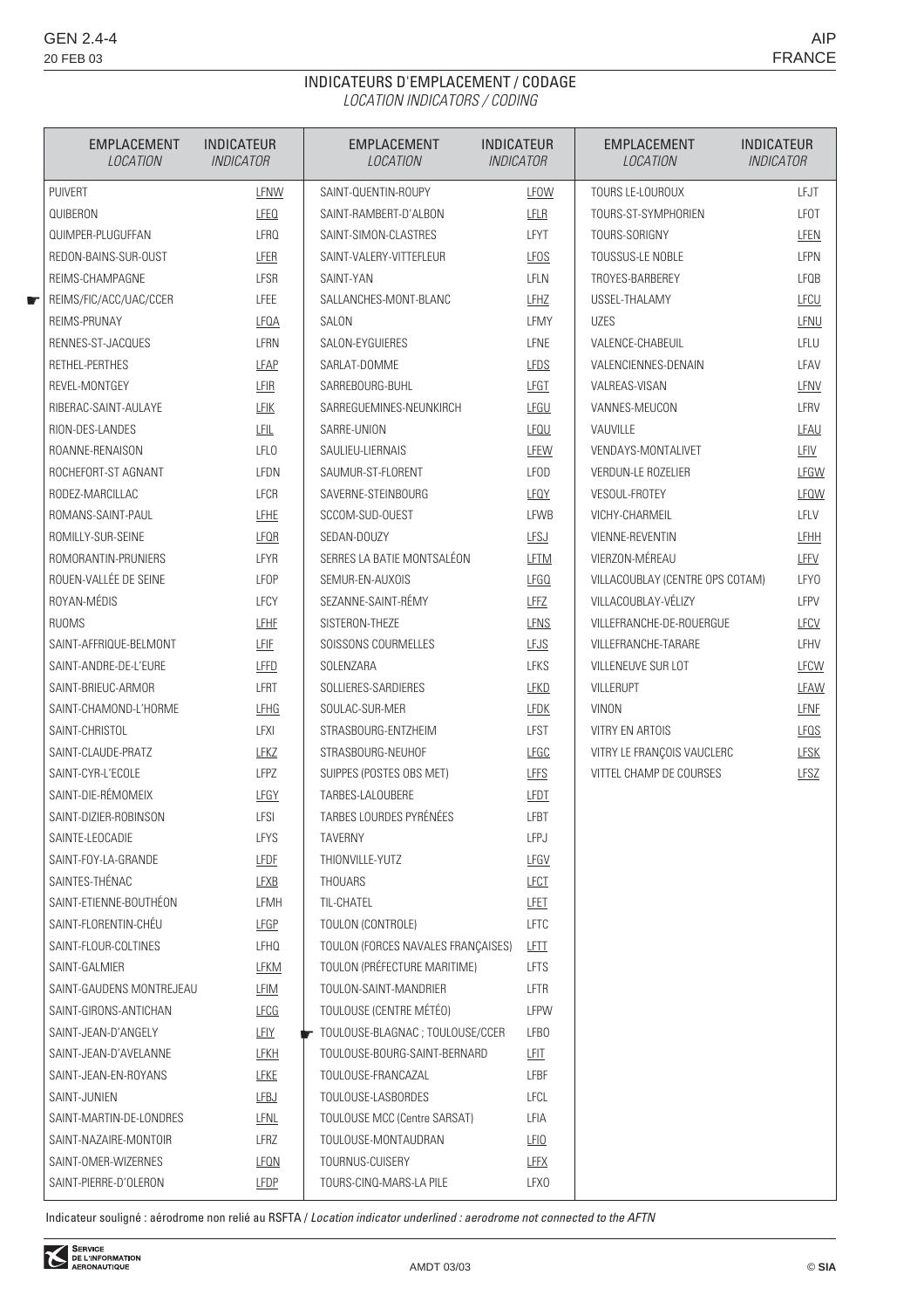# INDICATEURS D'EMPLACEMENT / CODAGE
*LOCATION INDICATORS / CODING*

| EMPLACEMENT *LOCATION* | INDICATEUR *INDICATOR* |
|---|---|
| PUIVERT | LFNW |
| QUIBERON | LFEQ |
| QUIMPER-PLUGUFFAN | LFRQ |
| REDON-BAINS-SUR-OUST | LFER |
| REIMS-CHAMPAGNE | LFSR |
| ☛ REIMS/FIC/ACC/UAC/CCER | LFEE |
| REIMS-PRUNAY | LFQA |
| RENNES-ST-JACQUES | LFRN |
| RETHEL-PERTHES | LFAP |
| REVEL-MONTGEY | LFIR |
| RIBERAC-SAINT-AULAYE | LFIK |
| RION-DES-LANDES | LFIL |
| ROANNE-RENAISON | LFLO |
| ROCHEFORT-ST AGNANT | LFDN |
| RODEZ-MARCILLAC | LFCR |
| ROMANS-SAINT-PAUL | LFHE |
| ROMILLY-SUR-SEINE | LFQR |
| ROMORANTIN-PRUNIERS | LFYR |
| ROUEN-VALLÉE DE SEINE | LFOP |
| ROYAN-MÉDIS | LFCY |
| RUOMS | LFHF |
| SAINT-AFFRIQUE-BELMONT | LFIF |
| SAINT-ANDRE-DE-L'EURE | LFFD |
| SAINT-BRIEUC-ARMOR | LFRT |
| SAINT-CHAMOND-L'HORME | LFHG |
| SAINT-CHRISTOL | LFXI |
| SAINT-CLAUDE-PRATZ | LFKZ |
| SAINT-CYR-L'ECOLE | LFPZ |
| SAINT-DIE-RÉMOMEIX | LFGY |
| SAINT-DIZIER-ROBINSON | LFSI |
| SAINTE-LEOCADIE | LFYS |
| SAINTE-FOY-LA-GRANDE | LFDF |
| SAINTES-THÉNAC | LFXB |
| SAINT-ETIENNE-BOUTHÉON | LFMH |
| SAINT-FLORENTIN-CHÉU | LFGP |
| SAINT-FLOUR-COLTINES | LFHQ |
| SAINT-GALMIER | LFKM |
| SAINT-GAUDENS MONTREJEAU | LFIM |
| SAINT-GIRONS-ANTICHAN | LFCG |
| SAINT-JEAN-D'ANGELY | LFIY |
| SAINT-JEAN-D'AVELANNE | LFKH |
| SAINT-JEAN-EN-ROYANS | LFKE |
| SAINT-JUNIEN | LFBJ |
| SAINT-MARTIN-DE-LONDRES | LFNL |
| SAINT-NAZAIRE-MONTOIR | LFRZ |
| SAINT-OMER-WIZERNES | LFQN |
| SAINT-PIERRE-D'OLERON | LFDP |
| SAINT-QUENTIN-ROUPY | LFOW |
| SAINT-RAMBERT-D'ALBON | LFLR |
| SAINT-SIMON-CLASTRES | LFYT |
| SAINT-VALERY-VITTEFLEUR | LFOS |
| SAINT-YAN | LFLN |
| SALLANCHES-MONT-BLANC | LFHZ |
| SALON | LFMY |
| SALON-EYGUIERES | LFNE |
| SARLAT-DOMME | LFDS |
| SARREBOURG-BUHL | LFGT |
| SARREGUEMINES-NEUNKIRCH | LFGU |
| SARRE-UNION | LFQU |
| SAULIEU-LIERNAIS | LFEW |
| SAUMUR-ST-FLORENT | LFOD |
| SAVERNE-STEINBOURG | LFQY |
| SCCOM-SUD-OUEST | LFWB |
| SEDAN-DOUZY | LFSJ |
| SERRES LA BATIE MONTSALÉON | LFTM |
| SEMUR-EN-AUXOIS | LFGQ |
| SEZANNE-SAINT-RÉMY | LFFZ |
| SISTERON-THEZE | LFNS |
| SOISSONS COURMELLES | LFJS |
| SOLENZARA | LFKS |
| SOLLIERES-SARDIERES | LFKD |
| SOULAC-SUR-MER | LFDK |
| STRASBOURG-ENTZHEIM | LFST |
| STRASBOURG-NEUHOF | LFGC |
| SUIPPES (POSTES OBS MET) | LFFS |
| TARBES-LALOUBERE | LFDT |
| TARBES LOURDES PYRÉNÉES | LFBT |
| TAVERNY | LFPJ |
| THIONVILLE-YUTZ | LFGV |
| THOUARS | LFCT |
| TIL-CHATEL | LFET |
| TOULON (CONTROLE) | LFTC |
| TOULON (FORCES NAVALES FRANÇAISES) | LFTT |
| TOULON (PRÉFECTURE MARITIME) | LFTS |
| TOULON-SAINT-MANDRIER | LFTR |
| TOULOUSE (CENTRE MÉTÉO) | LFPW |
| ☛ TOULOUSE-BLAGNAC ; TOULOUSE/CCER | LFBO |
| TOULOUSE-BOURG-SAINT-BERNARD | LFIT |
| TOULOUSE-FRANCAZAL | LFBF |
| TOULOUSE-LASBORDES | LFCL |
| TOULOUSE MCC (Centre SARSAT) | LFIA |
| TOULOUSE-MONTAUDRAN | LFIO |
| TOURNUS-CUISERY | LFFX |
| TOURS-CINQ-MARS-LA PILE | LFXO |
| TOURS LE-LOUROUX | LFJT |
| TOURS-ST-SYMPHORIEN | LFOT |
| TOURS-SORIGNY | LFEN |
| TOUSSUS-LE NOBLE | LFPN |
| TROYES-BARBEREY | LFQB |
| USSEL-THALAMY | LFCU |
| UZES | LFNU |
| VALENCE-CHABEUIL | LFLU |
| VALENCIENNES-DENAIN | LFAV |
| VALREAS-VISAN | LFNV |
| VANNES-MEUCON | LFRV |
| VAUVILLE | LFAU |
| VENDAYS-MONTALIVET | LFIV |
| VERDUN-LE ROZELIER | LFGW |
| VESOUL-FROTEY | LFQW |
| VICHY-CHARMEIL | LFLV |
| VIENNE-REVENTIN | LFHH |
| VIERZON-MÉREAU | LFFV |
| VILLACOUBLAY (CENTRE OPS COTAM) | LFYO |
| VILLACOUBLAY-VÉLIZY | LFPV |
| VILLEFRANCHE-DE-ROUERGUE | LFCV |
| VILLEFRANCHE-TARARE | LFHV |
| VILLENEUVE SUR LOT | LFCW |
| VILLERUPT | LFAW |
| VINON | LFNF |
| VITRY EN ARTOIS | LFQS |
| VITRY LE FRANÇOIS VAUCLERC | LFSK |
| VITTEL CHAMP DE COURSES | LFSZ |

Indicateur souligné : aérodrome non relié au RSFTA / *Location indicator underlined : aerodrome not connected to the AFTN*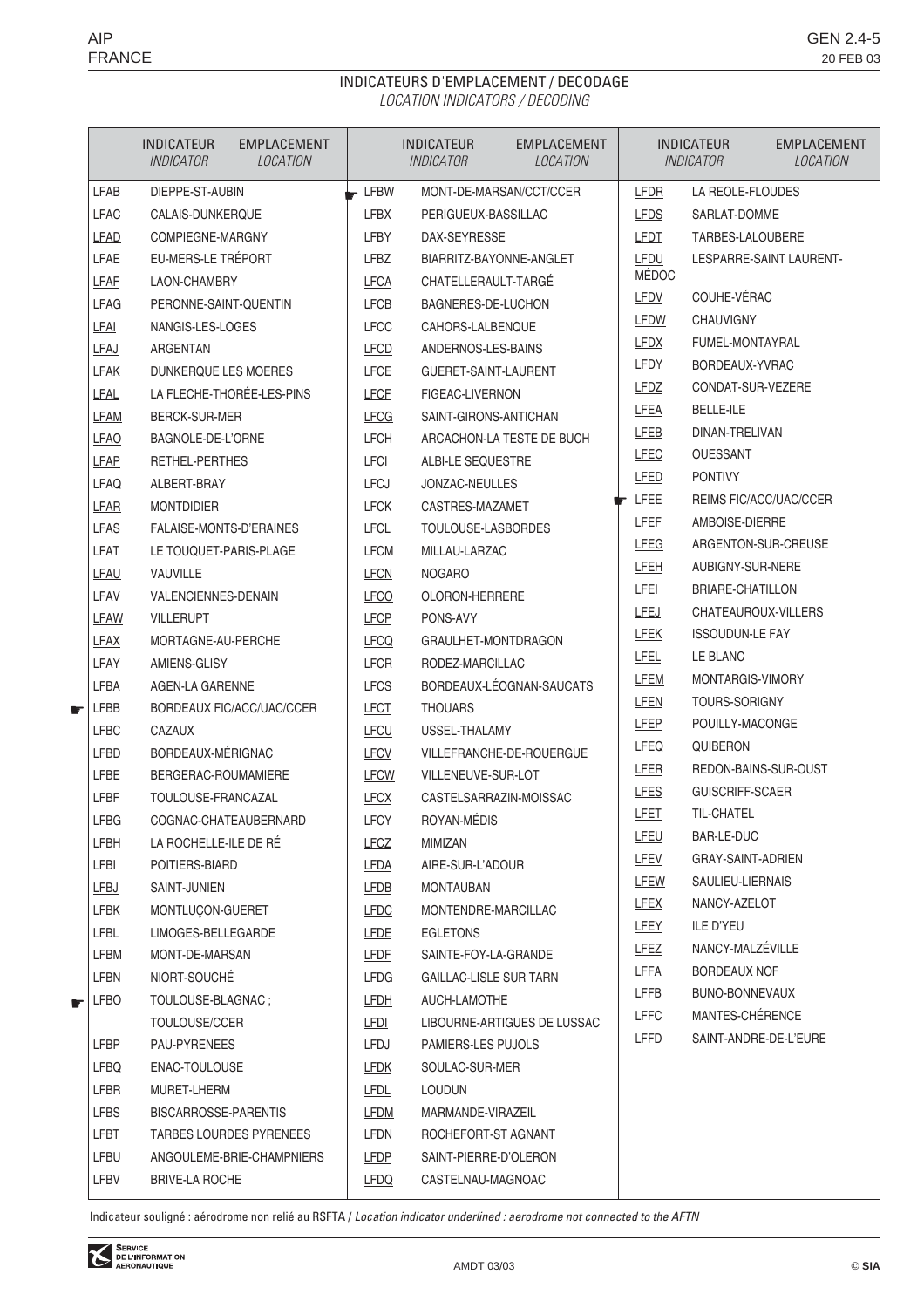# INDICATEURS D'EMPLACEMENT / DECODAGE

*LOCATION INDICATORS / DECODING*

| INDICATEUR *INDICATOR* | EMPLACEMENT *LOCATION* | INDICATEUR *INDICATOR* | EMPLACEMENT *LOCATION* | INDICATEUR *INDICATOR* | EMPLACEMENT *LOCATION* |
|---|---|---|---|---|---|
| LFAB | DIEPPE-ST-AUBIN | ☛ LFBW | MONT-DE-MARSAN/CCT/CCER | LFDR | LA REOLE-FLOUDES |
| LFAC | CALAIS-DUNKERQUE | LFBX | PERIGUEUX-BASSILLAC | LFDS | SARLAT-DOMME |
| LFAD | COMPIEGNE-MARGNY | LFBY | DAX-SEYRESSE | LFDT | TARBES-LALOUBERE |
| LFAE | EU-MERS-LE TRÉPORT | LFBZ | BIARRITZ-BAYONNE-ANGLET | LFDU | LESPARRE-SAINT LAURENT-MÉDOC |
| LFAF | LAON-CHAMBRY | LFCA | CHATELLERAULT-TARGÉ | LFDV | COUHE-VÉRAC |
| LFAG | PERONNE-SAINT-QUENTIN | LFCB | BAGNERES-DE-LUCHON | LFDW | CHAUVIGNY |
| LFAI | NANGIS-LES-LOGES | LFCC | CAHORS-LALBENQUE | LFDX | FUMEL-MONTAYRAL |
| LFAJ | ARGENTAN | LFCD | ANDERNOS-LES-BAINS | LFDY | BORDEAUX-YVRAC |
| LFAK | DUNKERQUE LES MOERES | LFCE | GUERET-SAINT-LAURENT | LFDZ | CONDAT-SUR-VEZERE |
| LFAL | LA FLECHE-THORÉE-LES-PINS | LFCF | FIGEAC-LIVERNON | LFEA | BELLE-ILE |
| LFAM | BERCK-SUR-MER | LFCG | SAINT-GIRONS-ANTICHAN | LFEB | DINAN-TRELIVAN |
| LFAO | BAGNOLE-DE-L'ORNE | LFCH | ARCACHON-LA TESTE DE BUCH | LFEC | OUESSANT |
| LFAP | RETHEL-PERTHES | LFCI | ALBI-LE SEQUESTRE | LFED | PONTIVY |
| LFAQ | ALBERT-BRAY | LFCJ | JONZAC-NEULLES | ☛ LFEE | REIMS FIC/ACC/UAC/CCER |
| LFAR | MONTDIDIER | LFCK | CASTRES-MAZAMET | LFEF | AMBOISE-DIERRE |
| LFAS | FALAISE-MONTS-D'ERAINES | LFCL | TOULOUSE-LASBORDES | LFEG | ARGENTON-SUR-CREUSE |
| LFAT | LE TOUQUET-PARIS-PLAGE | LFCM | MILLAU-LARZAC | LFEH | AUBIGNY-SUR-NERE |
| LFAU | VAUVILLE | LFCN | NOGARO | LFEI | BRIARE-CHATILLON |
| LFAV | VALENCIENNES-DENAIN | LFCO | OLORON-HERRERE | LFEJ | CHATEAUROUX-VILLERS |
| LFAW | VILLERUPT | LFCP | PONS-AVY | LFEK | ISSOUDUN-LE FAY |
| LFAX | MORTAGNE-AU-PERCHE | LFCQ | GRAULHET-MONTDRAGON | LFEL | LE BLANC |
| LFAY | AMIENS-GLISY | LFCR | RODEZ-MARCILLAC | LFEM | MONTARGIS-VIMORY |
| LFBA | AGEN-LA GARENNE | LFCS | BORDEAUX-LÉOGNAN-SAUCATS | LFEN | TOURS-SORIGNY |
| ☛ LFBB | BORDEAUX FIC/ACC/UAC/CCER | LFCT | THOUARS | LFEP | POUILLY-MACONGE |
| LFBC | CAZAUX | LFCU | USSEL-THALAMY | LFEQ | QUIBERON |
| LFBD | BORDEAUX-MÉRIGNAC | LFCV | VILLEFRANCHE-DE-ROUERGUE | LFER | REDON-BAINS-SUR-OUST |
| LFBE | BERGERAC-ROUMAMIERE | LFCW | VILLENEUVE-SUR-LOT | LFES | GUISCRIFF-SCAER |
| LFBF | TOULOUSE-FRANCAZAL | LFCX | CASTELSARRAZIN-MOISSAC | LFET | TIL-CHATEL |
| LFBG | COGNAC-CHATEAUBERNARD | LFCY | ROYAN-MÉDIS | LFEU | BAR-LE-DUC |
| LFBH | LA ROCHELLE-ILE DE RÉ | LFCZ | MIMIZAN | LFEV | GRAY-SAINT-ADRIEN |
| LFBI | POITIERS-BIARD | LFDA | AIRE-SUR-L'ADOUR | LFEW | SAULIEU-LIERNAIS |
| LFBJ | SAINT-JUNIEN | LFDB | MONTAUBAN | LFEX | NANCY-AZELOT |
| LFBK | MONTLUÇON-GUERET | LFDC | MONTENDRE-MARCILLAC | LFEY | ILE D'YEU |
| LFBL | LIMOGES-BELLEGARDE | LFDE | EGLETONS | LFEZ | NANCY-MALZÉVILLE |
| LFBM | MONT-DE-MARSAN | LFDF | SAINTE-FOY-LA-GRANDE | LFFA | BORDEAUX NOF |
| LFBN | NIORT-SOUCHÉ | LFDG | GAILLAC-LISLE SUR TARN | LFFB | BUNO-BONNEVAUX |
| ☛ LFBO | TOULOUSE-BLAGNAC ; TOULOUSE/CCER | LFDH | AUCH-LAMOTHE | LFFC | MANTES-CHÉRENCE |
| LFBP | PAU-PYRENEES | LFDI | LIBOURNE-ARTIGUES DE LUSSAC | LFFD | SAINT-ANDRE-DE-L'EURE |
| LFBQ | ENAC-TOULOUSE | LFDJ | PAMIERS-LES PUJOLS | | |
| LFBR | MURET-LHERM | LFDK | SOULAC-SUR-MER | | |
| LFBS | BISCARROSSE-PARENTIS | LFDL | LOUDUN | | |
| LFBT | TARBES LOURDES PYRENEES | LFDM | MARMANDE-VIRAZEIL | | |
| LFBU | ANGOULEME-BRIE-CHAMPNIERS | LFDN | ROCHEFORT-ST AGNANT | | |
| LFBV | BRIVE-LA ROCHE | LFDP | SAINT-PIERRE-D'OLERON | | |
| | | LFDQ | CASTELNAU-MAGNOAC | | |

Indicateur souligné : aérodrome non relié au RSFTA / *Location indicator underlined : aerodrome not connected to the AFTN*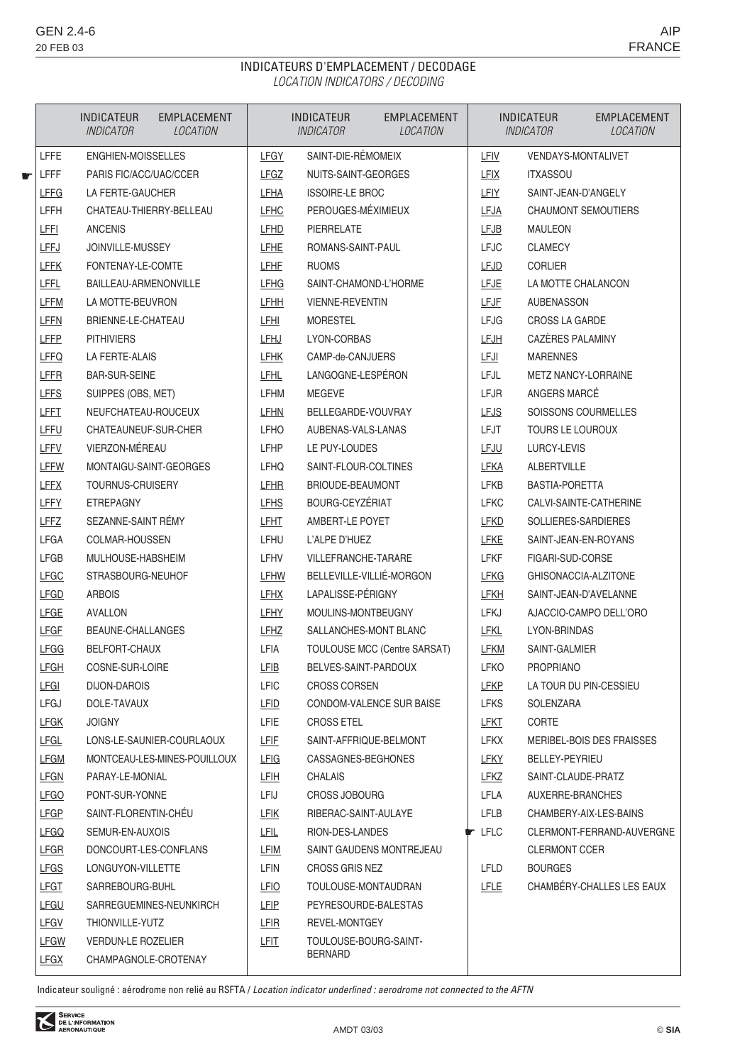# INDICATEURS D'EMPLACEMENT / DECODAGE

*LOCATION INDICATORS / DECODING*

| INDICATEUR *INDICATOR* | EMPLACEMENT *LOCATION* |
|---|---|
| LFFE | ENGHIEN-MOISSELLES |
| ☛ LFFF | PARIS FIC/ACC/UAC/CCER |
| LFFG | LA FERTE-GAUCHER |
| LFFH | CHATEAU-THIERRY-BELLEAU |
| LFFI | ANCENIS |
| LFFJ | JOINVILLE-MUSSEY |
| LFFK | FONTENAY-LE-COMTE |
| LFFL | BAILLEAU-ARMENONVILLE |
| LFFM | LA MOTTE-BEUVRON |
| LFFN | BRIENNE-LE-CHATEAU |
| LFFP | PITHIVIERS |
| LFFQ | LA FERTE-ALAIS |
| LFFR | BAR-SUR-SEINE |
| LFFS | SUIPPES (OBS, MET) |
| LFFT | NEUFCHATEAU-ROUCEUX |
| LFFU | CHATEAUNEUF-SUR-CHER |
| LFFV | VIERZON-MÉREAU |
| LFFW | MONTAIGU-SAINT-GEORGES |
| LFFX | TOURNUS-CRUISERY |
| LFFY | ETREPAGNY |
| LFFZ | SEZANNE-SAINT RÉMY |
| LFGA | COLMAR-HOUSSEN |
| LFGB | MULHOUSE-HABSHEIM |
| LFGC | STRASBOURG-NEUHOF |
| LFGD | ARBOIS |
| LFGE | AVALLON |
| LFGF | BEAUNE-CHALLANGES |
| LFGG | BELFORT-CHAUX |
| LFGH | COSNE-SUR-LOIRE |
| LFGI | DIJON-DAROIS |
| LFGJ | DOLE-TAVAUX |
| LFGK | JOIGNY |
| LFGL | LONS-LE-SAUNIER-COURLAOUX |
| LFGM | MONTCEAU-LES-MINES-POUILLOUX |
| LFGN | PARAY-LE-MONIAL |
| LFGO | PONT-SUR-YONNE |
| LFGP | SAINT-FLORENTIN-CHÉU |
| LFGQ | SEMUR-EN-AUXOIS |
| LFGR | DONCOURT-LES-CONFLANS |
| LFGS | LONGUYON-VILLETTE |
| LFGT | SARREBOURG-BUHL |
| LFGU | SARREGUEMINES-NEUNKIRCH |
| LFGV | THIONVILLE-YUTZ |
| LFGW | VERDUN-LE ROZELIER |
| LFGX | CHAMPAGNOLE-CROTENAY |
| LFGY | SAINT-DIE-RÉMOMEIX |
| LFGZ | NUITS-SAINT-GEORGES |
| LFHA | ISSOIRE-LE BROC |
| LFHC | PEROUGES-MÉXIMIEUX |
| LFHD | PIERRELATE |
| LFHE | ROMANS-SAINT-PAUL |
| LFHF | RUOMS |
| LFHG | SAINT-CHAMOND-L'HORME |
| LFHH | VIENNE-REVENTIN |
| LFHI | MORESTEL |
| LFHJ | LYON-CORBAS |
| LFHK | CAMP-de-CANJUERS |
| LFHL | LANGOGNE-LESPÉRON |
| LFHM | MEGEVE |
| LFHN | BELLEGARDE-VOUVRAY |
| LFHO | AUBENAS-VALS-LANAS |
| LFHP | LE PUY-LOUDES |
| LFHQ | SAINT-FLOUR-COLTINES |
| LFHR | BRIOUDE-BEAUMONT |
| LFHS | BOURG-CEYZÉRIAT |
| LFHT | AMBERT-LE POYET |
| LFHU | L'ALPE D'HUEZ |
| LFHV | VILLEFRANCHE-TARARE |
| LFHW | BELLEVILLE-VILLIÉ-MORGON |
| LFHX | LAPALISSE-PÉRIGNY |
| LFHY | MOULINS-MONTBEUGNY |
| LFHZ | SALLANCHES-MONT BLANC |
| LFIA | TOULOUSE MCC (Centre SARSAT) |
| LFIB | BELVES-SAINT-PARDOUX |
| LFIC | CROSS CORSEN |
| LFID | CONDOM-VALENCE SUR BAISE |
| LFIE | CROSS ETEL |
| LFIF | SAINT-AFFRIQUE-BELMONT |
| LFIG | CASSAGNES-BEGHONES |
| LFIH | CHALAIS |
| LFIJ | CROSS JOBOURG |
| LFIK | RIBERAC-SAINT-AULAYE |
| LFIL | RION-DES-LANDES |
| LFIM | SAINT GAUDENS MONTREJEAU |
| LFIN | CROSS GRIS NEZ |
| LFIO | TOULOUSE-MONTAUDRAN |
| LFIP | PEYRESOURDE-BALESTAS |
| LFIR | REVEL-MONTGEY |
| LFIT | TOULOUSE-BOURG-SAINT-BERNARD |
| LFIV | VENDAYS-MONTALIVET |
| LFIX | ITXASSOU |
| LFIY | SAINT-JEAN-D'ANGELY |
| LFJA | CHAUMONT SEMOUTIERS |
| LFJB | MAULEON |
| LFJC | CLAMECY |
| LFJD | CORLIER |
| LFJE | LA MOTTE CHALANCON |
| LFJF | AUBENASSON |
| LFJG | CROSS LA GARDE |
| LFJH | CAZÈRES PALAMINY |
| LFJI | MARENNES |
| LFJL | METZ NANCY-LORRAINE |
| LFJR | ANGERS MARCÉ |
| LFJS | SOISSONS COURMELLES |
| LFJT | TOURS LE LOUROUX |
| LFJU | LURCY-LEVIS |
| LFKA | ALBERTVILLE |
| LFKB | BASTIA-PORETTA |
| LFKC | CALVI-SAINTE-CATHERINE |
| LFKD | SOLLIERES-SARDIERES |
| LFKE | SAINT-JEAN-EN-ROYANS |
| LFKF | FIGARI-SUD-CORSE |
| LFKG | GHISONACCIA-ALZITONE |
| LFKH | SAINT-JEAN-D'AVELANNE |
| LFKJ | AJACCIO-CAMPO DELL'ORO |
| LFKL | LYON-BRINDAS |
| LFKM | SAINT-GALMIER |
| LFKO | PROPRIANO |
| LFKP | LA TOUR DU PIN-CESSIEU |
| LFKS | SOLENZARA |
| LFKT | CORTE |
| LFKX | MERIBEL-BOIS DES FRAISSES |
| LFKY | BELLEY-PEYRIEU |
| LFKZ | SAINT-CLAUDE-PRATZ |
| LFLA | AUXERRE-BRANCHES |
| LFLB | CHAMBERY-AIX-LES-BAINS |
| ☛ LFLC | CLERMONT-FERRAND-AUVERGNE<br>CLERMONT CCER |
| LFLD | BOURGES |
| LFLE | CHAMBÉRY-CHALLES LES EAUX |

Indicateur souligné : aérodrome non relié au RSFTA / *Location indicator underlined : aerodrome not connected to the AFTN*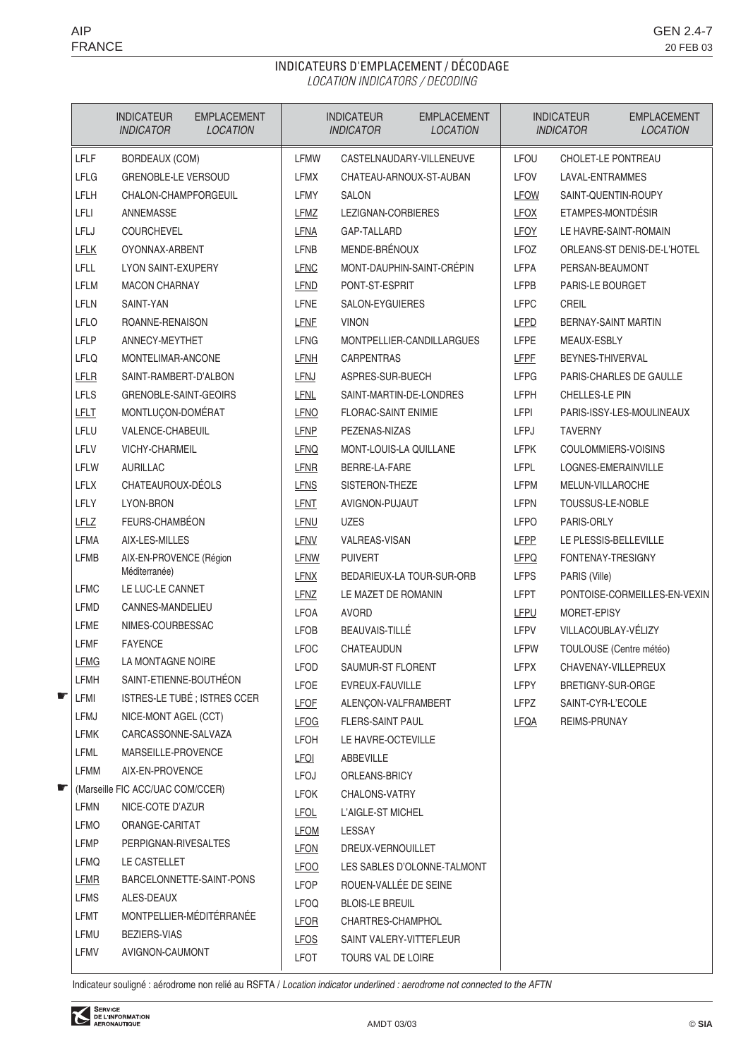# INDICATEURS D'EMPLACEMENT / DÉCODAGE

*LOCATION INDICATORS / DECODING*

| INDICATEUR *INDICATOR* | EMPLACEMENT *LOCATION* |
|---|---|
| LFLF | BORDEAUX (COM) |
| LFLG | GRENOBLE-LE VERSOUD |
| LFLH | CHALON-CHAMPFORGEUIL |
| LFLI | ANNEMASSE |
| LFLJ | COURCHEVEL |
| LFLK | OYONNAX-ARBENT |
| LFLL | LYON SAINT-EXUPERY |
| LFLM | MACON CHARNAY |
| LFLN | SAINT-YAN |
| LFLO | ROANNE-RENAISON |
| LFLP | ANNECY-MEYTHET |
| LFLQ | MONTELIMAR-ANCONE |
| LFLR | SAINT-RAMBERT-D'ALBON |
| LFLS | GRENOBLE-SAINT-GEOIRS |
| LFLT | MONTLUÇON-DOMÉRAT |
| LFLU | VALENCE-CHABEUIL |
| LFLV | VICHY-CHARMEIL |
| LFLW | AURILLAC |
| LFLX | CHATEAUROUX-DÉOLS |
| LFLY | LYON-BRON |
| LFLZ | FEURS-CHAMBÉON |
| LFMA | AIX-LES-MILLES |
| LFMB | AIX-EN-PROVENCE (Région Méditerranée) |
| LFMC | LE LUC-LE CANNET |
| LFMD | CANNES-MANDELIEU |
| LFME | NIMES-COURBESSAC |
| LFMF | FAYENCE |
| LFMG | LA MONTAGNE NOIRE |
| LFMH | SAINT-ETIENNE-BOUTHÉON |
| ☛ LFMI | ISTRES-LE TUBÉ ; ISTRES CCER |
| LFMJ | NICE-MONT AGEL (CCT) |
| LFMK | CARCASSONNE-SALVAZA |
| LFML | MARSEILLE-PROVENCE |
| LFMM | AIX-EN-PROVENCE ☛ (Marseille FIC ACC/UAC COM/CCER) |
| LFMN | NICE-COTE D'AZUR |
| LFMO | ORANGE-CARITAT |
| LFMP | PERPIGNAN-RIVESALTES |
| LFMQ | LE CASTELLET |
| LFMR | BARCELONNETTE-SAINT-PONS |
| LFMS | ALES-DEAUX |
| LFMT | MONTPELLIER-MÉDITÉRRANÉE |
| LFMU | BEZIERS-VIAS |
| LFMV | AVIGNON-CAUMONT |
| LFMW | CASTELNAUDARY-VILLENEUVE |
| LFMX | CHATEAU-ARNOUX-ST-AUBAN |
| LFMY | SALON |
| LFMZ | LEZIGNAN-CORBIERES |
| LFNA | GAP-TALLARD |
| LFNB | MENDE-BRÉNOUX |
| LFNC | MONT-DAUPHIN-SAINT-CRÉPIN |
| LFND | PONT-ST-ESPRIT |
| LFNE | SALON-EYGUIERES |
| LFNF | VINON |
| LFNG | MONTPELLIER-CANDILLARGUES |
| LFNH | CARPENTRAS |
| LFNJ | ASPRES-SUR-BUECH |
| LFNL | SAINT-MARTIN-DE-LONDRES |
| LFNO | FLORAC-SAINT ENIMIE |
| LFNP | PEZENAS-NIZAS |
| LFNQ | MONT-LOUIS-LA QUILLANE |
| LFNR | BERRE-LA-FARE |
| LFNS | SISTERON-THEZE |
| LFNT | AVIGNON-PUJAUT |
| LFNU | UZES |
| LFNV | VALREAS-VISAN |
| LFNW | PUIVERT |
| LFNX | BEDARIEUX-LA TOUR-SUR-ORB |
| LFNZ | LE MAZET DE ROMANIN |
| LFOA | AVORD |
| LFOB | BEAUVAIS-TILLÉ |
| LFOC | CHATEAUDUN |
| LFOD | SAUMUR-ST FLORENT |
| LFOE | EVREUX-FAUVILLE |
| LFOF | ALENÇON-VALFRAMBERT |
| LFOG | FLERS-SAINT PAUL |
| LFOH | LE HAVRE-OCTEVILLE |
| LFOI | ABBEVILLE |
| LFOJ | ORLEANS-BRICY |
| LFOK | CHALONS-VATRY |
| LFOL | L'AIGLE-ST MICHEL |
| LFOM | LESSAY |
| LFON | DREUX-VERNOUILLET |
| LFOO | LES SABLES D'OLONNE-TALMONT |
| LFOP | ROUEN-VALLÉE DE SEINE |
| LFOQ | BLOIS-LE BREUIL |
| LFOR | CHARTRES-CHAMPHOL |
| LFOS | SAINT VALERY-VITTEFLEUR |
| LFOT | TOURS VAL DE LOIRE |
| LFOU | CHOLET-LE PONTREAU |
| LFOV | LAVAL-ENTRAMMES |
| LFOW | SAINT-QUENTIN-ROUPY |
| LFOX | ETAMPES-MONTDÉSIR |
| LFOY | LE HAVRE-SAINT-ROMAIN |
| LFOZ | ORLEANS-ST DENIS-DE-L'HOTEL |
| LFPA | PERSAN-BEAUMONT |
| LFPB | PARIS-LE BOURGET |
| LFPC | CREIL |
| LFPD | BERNAY-SAINT MARTIN |
| LFPE | MEAUX-ESBLY |
| LFPF | BEYNES-THIVERVAL |
| LFPG | PARIS-CHARLES DE GAULLE |
| LFPH | CHELLES-LE PIN |
| LFPI | PARIS-ISSY-LES-MOULINEAUX |
| LFPJ | TAVERNY |
| LFPK | COULOMMIERS-VOISINS |
| LFPL | LOGNES-EMERAINVILLE |
| LFPM | MELUN-VILLAROCHE |
| LFPN | TOUSSUS-LE-NOBLE |
| LFPO | PARIS-ORLY |
| LFPP | LE PLESSIS-BELLEVILLE |
| LFPQ | FONTENAY-TRESIGNY |
| LFPS | PARIS (Ville) |
| LFPT | PONTOISE-CORMEILLES-EN-VEXIN |
| LFPU | MORET-EPISY |
| LFPV | VILLACOUBLAY-VÉLIZY |
| LFPW | TOULOUSE (Centre météo) |
| LFPX | CHAVENAY-VILLEPREUX |
| LFPY | BRETIGNY-SUR-ORGE |
| LFPZ | SAINT-CYR-L'ECOLE |
| LFQA | REIMS-PRUNAY |

Indicateur souligné : aérodrome non relié au RSFTA / *Location indicator underlined : aerodrome not connected to the AFTN*

Underlined indicators: LFLK, LFLR, LFLT, LFLZ, LFMG, LFMR, LFMZ, LFNA, LFNC, LFND, LFNF, LFNH, LFNJ, LFNL, LFNO, LFNP, LFNQ, LFNR, LFNS, LFNT, LFNU, LFNV, LFNW, LFNX, LFNZ, LFOF, LFOG, LFOI, LFOL, LFOM, LFON, LFOO, LFOR, LFOS, LFOW, LFOX, LFOY, LFPD, LFPF, LFPP, LFPQ, LFPU, LFQA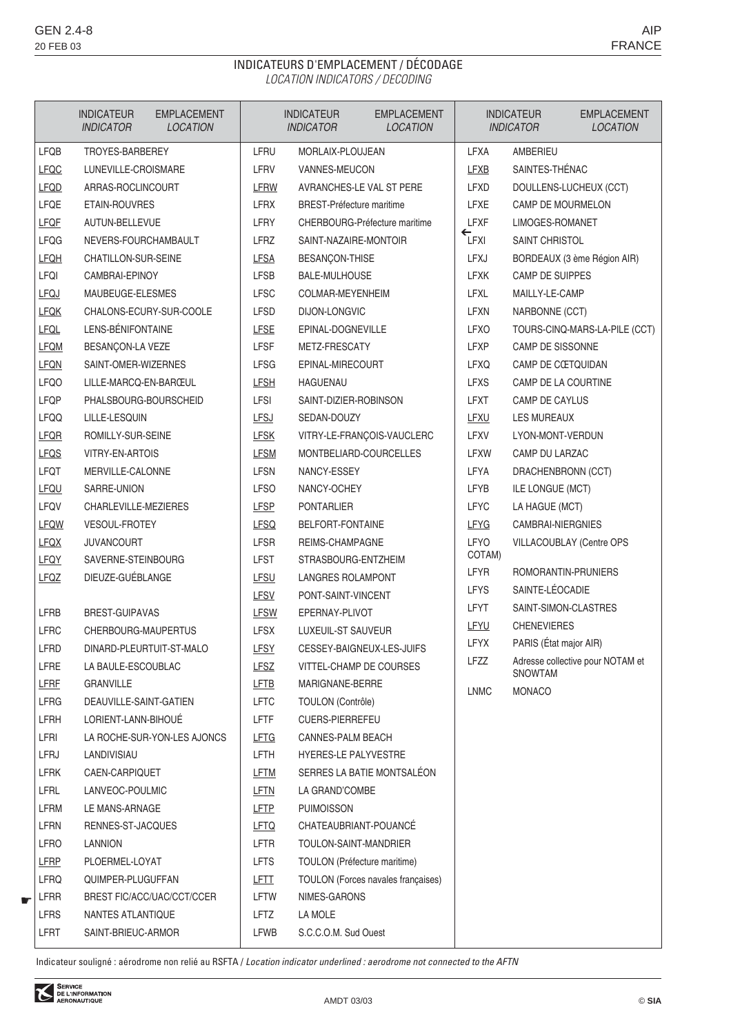# INDICATEURS D'EMPLACEMENT / DÉCODAGE

*LOCATION INDICATORS / DECODING*

| INDICATEUR *INDICATOR* | EMPLACEMENT *LOCATION* | INDICATEUR *INDICATOR* | EMPLACEMENT *LOCATION* | INDICATEUR *INDICATOR* | EMPLACEMENT *LOCATION* |
|---|---|---|---|---|---|
| LFQB | TROYES-BARBEREY | LFRU | MORLAIX-PLOUJEAN | LFXA | AMBERIEU |
| LFQC | LUNEVILLE-CROISMARE | LFRV | VANNES-MEUCON | LFXB | SAINTES-THÉNAC |
| LFQD | ARRAS-ROCLINCOURT | LFRW | AVRANCHES-LE VAL ST PERE | LFXD | DOULLENS-LUCHEUX (CCT) |
| LFQE | ETAIN-ROUVRES | LFRX | BREST-Préfecture maritime | LFXE | CAMP DE MOURMELON |
| LFQF | AUTUN-BELLEVUE | LFRY | CHERBOURG-Préfecture maritime | LFXF | LIMOGES-ROMANET |
| LFQG | NEVERS-FOURCHAMBAULT | LFRZ | SAINT-NAZAIRE-MONTOIR | LFXI | SAINT CHRISTOL |
| LFQH | CHATILLON-SUR-SEINE | LFSA | BESANÇON-THISE | LFXJ | BORDEAUX (3 ème Région AIR) |
| LFQI | CAMBRAI-EPINOY | LFSB | BALE-MULHOUSE | LFXK | CAMP DE SUIPPES |
| LFQJ | MAUBEUGE-ELESMES | LFSC | COLMAR-MEYENHEIM | LFXL | MAILLY-LE-CAMP |
| LFQK | CHALONS-ECURY-SUR-COOLE | LFSD | DIJON-LONGVIC | LFXN | NARBONNE (CCT) |
| LFQL | LENS-BÉNIFONTAINE | LFSE | EPINAL-DOGNEVILLE | LFXO | TOURS-CINQ-MARS-LA-PILE (CCT) |
| LFQM | BESANÇON-LA VEZE | LFSF | METZ-FRESCATY | LFXP | CAMP DE SISSONNE |
| LFQN | SAINT-OMER-WIZERNES | LFSG | EPINAL-MIRECOURT | LFXQ | CAMP DE CŒTQUIDAN |
| LFQO | LILLE-MARCQ-EN-BARŒUL | LFSH | HAGUENAU | LFXS | CAMP DE LA COURTINE |
| LFQP | PHALSBOURG-BOURSCHEID | LFSI | SAINT-DIZIER-ROBINSON | LFXT | CAMP DE CAYLUS |
| LFQQ | LILLE-LESQUIN | LFSJ | SEDAN-DOUZY | LFXU | LES MUREAUX |
| LFQR | ROMILLY-SUR-SEINE | LFSK | VITRY-LE-FRANÇOIS-VAUCLERC | LFXV | LYON-MONT-VERDUN |
| LFQS | VITRY-EN-ARTOIS | LFSM | MONTBELIARD-COURCELLES | LFXW | CAMP DU LARZAC |
| LFQT | MERVILLE-CALONNE | LFSN | NANCY-ESSEY | LFYA | DRACHENBRONN (CCT) |
| LFQU | SARRE-UNION | LFSO | NANCY-OCHEY | LFYB | ILE LONGUE (MCT) |
| LFQV | CHARLEVILLE-MEZIERES | LFSP | PONTARLIER | LFYC | LA HAGUE (MCT) |
| LFQW | VESOUL-FROTEY | LFSQ | BELFORT-FONTAINE | LFYG | CAMBRAI-NIERGNIES |
| LFQX | JUVANCOURT | LFSR | REIMS-CHAMPAGNE | LFYO COTAM) | VILLACOUBLAY (Centre OPS |
| LFQY | SAVERNE-STEINBOURG | LFST | STRASBOURG-ENTZHEIM | LFYR | ROMORANTIN-PRUNIERS |
| LFQZ | DIEUZE-GUÉBLANGE | LFSU | LANGRES ROLAMPONT | LFYS | SAINTE-LÉOCADIE |
| | | LFSV | PONT-SAINT-VINCENT | LFYT | SAINT-SIMON-CLASTRES |
| LFRB | BREST-GUIPAVAS | LFSW | EPERNAY-PLIVOT | LFYU | CHENEVIERES |
| LFRC | CHERBOURG-MAUPERTUS | LFSX | LUXEUIL-ST SAUVEUR | LFYX | PARIS (État major AIR) |
| LFRD | DINARD-PLEURTUIT-ST-MALO | LFSY | CESSEY-BAIGNEUX-LES-JUIFS | LFZZ | Adresse collective pour NOTAM et SNOWTAM |
| LFRE | LA BAULE-ESCOUBLAC | LFSZ | VITTEL-CHAMP DE COURSES | LNMC | MONACO |
| LFRF | GRANVILLE | LFTB | MARIGNANE-BERRE | | |
| LFRG | DEAUVILLE-SAINT-GATIEN | LFTC | TOULON (Contrôle) | | |
| LFRH | LORIENT-LANN-BIHOUÉ | LFTF | CUERS-PIERREFEU | | |
| LFRI | LA ROCHE-SUR-YON-LES AJONCS | LFTG | CANNES-PALM BEACH | | |
| LFRJ | LANDIVISIAU | LFTH | HYERES-LE PALYVESTRE | | |
| LFRK | CAEN-CARPIQUET | LFTM | SERRES LA BATIE MONTSALÉON | | |
| LFRL | LANVEOC-POULMIC | LFTN | LA GRAND'COMBE | | |
| LFRM | LE MANS-ARNAGE | LFTP | PUIMOISSON | | |
| LFRN | RENNES-ST-JACQUES | LFTQ | CHATEAUBRIANT-POUANCÉ | | |
| LFRO | LANNION | LFTR | TOULON-SAINT-MANDRIER | | |
| LFRP | PLOERMEL-LOYAT | LFTS | TOULON (Préfecture maritime) | | |
| LFRQ | QUIMPER-PLUGUFFAN | LFTT | TOULON (Forces navales françaises) | | |
| LFRR | BREST FIC/ACC/UAC/CCT/CCER | LFTW | NIMES-GARONS | | |
| LFRS | NANTES ATLANTIQUE | LFTZ | LA MOLE | | |
| LFRT | SAINT-BRIEUC-ARMOR | LFWB | S.C.C.O.M. Sud Ouest | | |

Indicateur souligné : aérodrome non relié au RSFTA / *Location indicator underlined : aerodrome not connected to the AFTN*